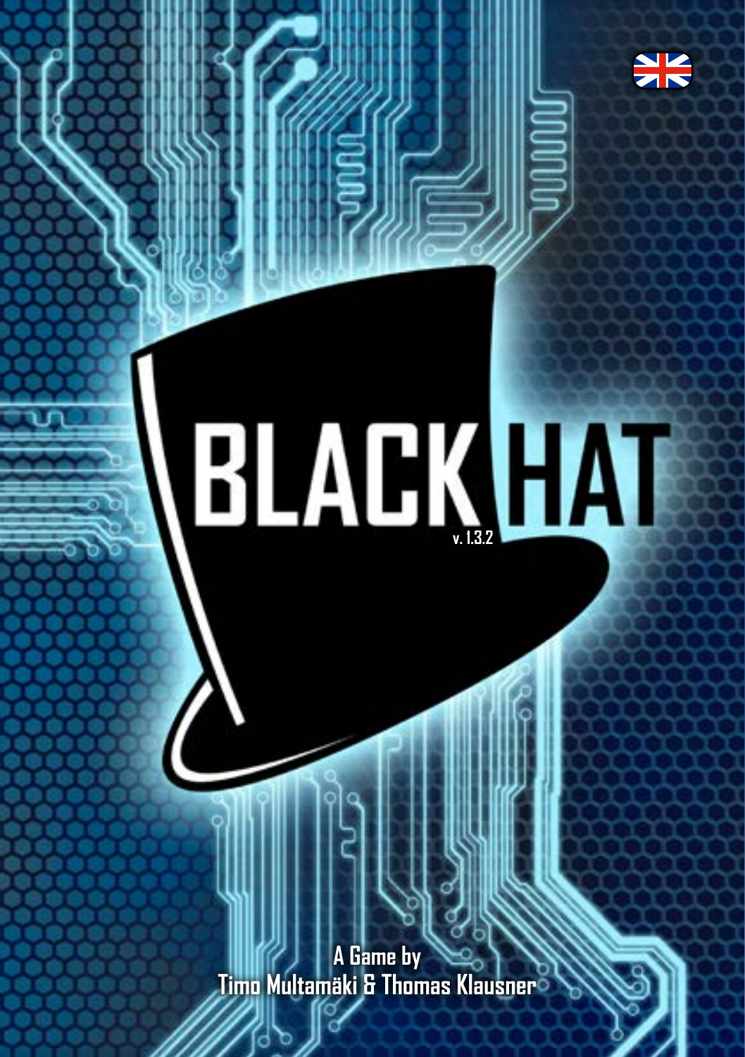# BLACK HAT

v. 1.3.2

A Game by
Timo Multamäki & Thomas Klausner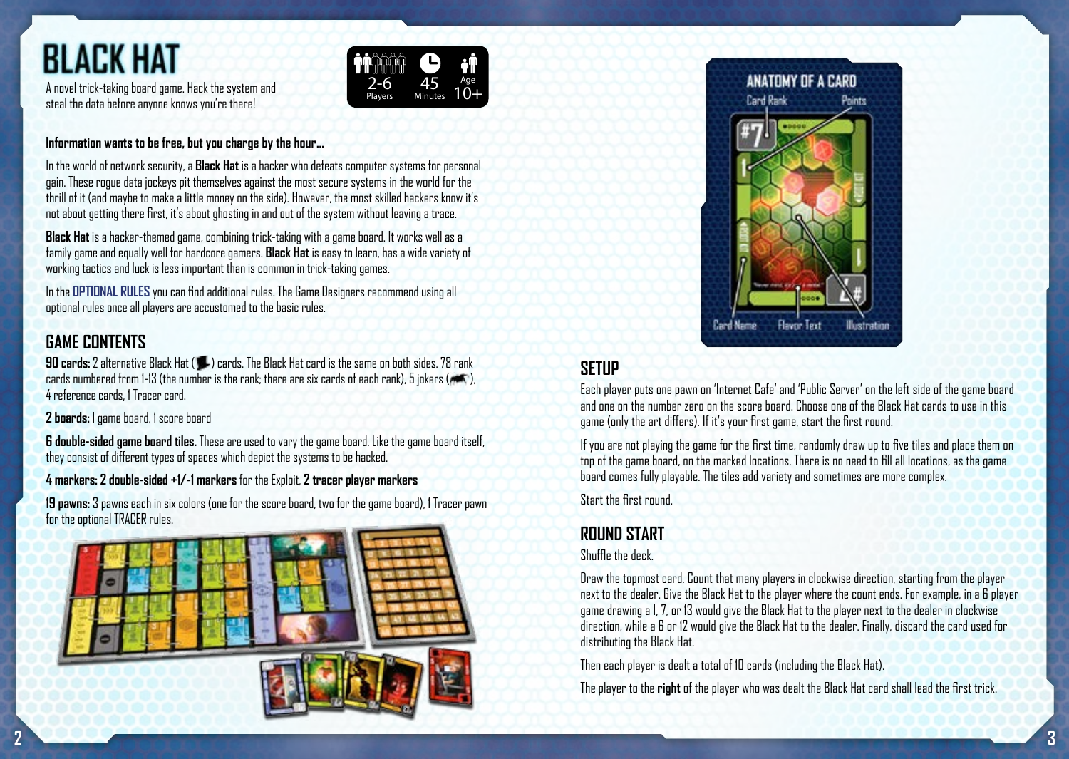# BLACK HAT

A novel trick-taking board game. Hack the system and steal the data before anyone knows you're there!

2-6 Players | 45 Minutes | Age 10+

**Information wants to be free, but you charge by the hour...**

In the world of network security, a **Black Hat** is a hacker who defeats computer systems for personal gain. These rogue data jockeys pit themselves against the most secure systems in the world for the thrill of it (and maybe to make a little money on the side). However, the most skilled hackers know it's not about getting there first, it's about ghosting in and out of the system without leaving a trace.

**Black Hat** is a hacker-themed game, combining trick-taking with a game board. It works well as a family game and equally well for hardcore gamers. **Black Hat** is easy to learn, has a wide variety of working tactics and luck is less important than is common in trick-taking games.

In the **OPTIONAL RULES** you can find additional rules. The Game Designers recommend using all optional rules once all players are accustomed to the basic rules.

## GAME CONTENTS

**90 cards:** 2 alternative Black Hat ( ) cards. The Black Hat card is the same on both sides. 78 rank cards numbered from 1-13 (the number is the rank; there are six cards of each rank), 5 jokers ( ), 4 reference cards, 1 Tracer card.

**2 boards:** 1 game board, 1 score board

**6 double-sided game board tiles.** These are used to vary the game board. Like the game board itself, they consist of different types of spaces which depict the systems to be hacked.

**4 markers: 2 double-sided +1/-1 markers** for the Exploit, **2 tracer player markers**

**19 pawns:** 3 pawns each in six colors (one for the score board, two for the game board), 1 Tracer pawn for the optional TRACER rules.

ANATOMY OF A CARD

Card Rank · Points · Card Name · Flavor Text · Illustration

## SETUP

Each player puts one pawn on 'Internet Cafe' and 'Public Server' on the left side of the game board and one on the number zero on the score board. Choose one of the Black Hat cards to use in this game (only the art differs). If it's your first game, start the first round.

If you are not playing the game for the first time, randomly draw up to five tiles and place them on top of the game board, on the marked locations. There is no need to fill all locations, as the game board comes fully playable. The tiles add variety and sometimes are more complex.

Start the first round.

## ROUND START

Shuffle the deck.

Draw the topmost card. Count that many players in clockwise direction, starting from the player next to the dealer. Give the Black Hat to the player where the count ends. For example, in a 6 player game drawing a 1, 7, or 13 would give the Black Hat to the player next to the dealer in clockwise direction, while a 6 or 12 would give the Black Hat to the dealer. Finally, discard the card used for distributing the Black Hat.

Then each player is dealt a total of 10 cards (including the Black Hat).

The player to the **right** of the player who was dealt the Black Hat card shall lead the first trick.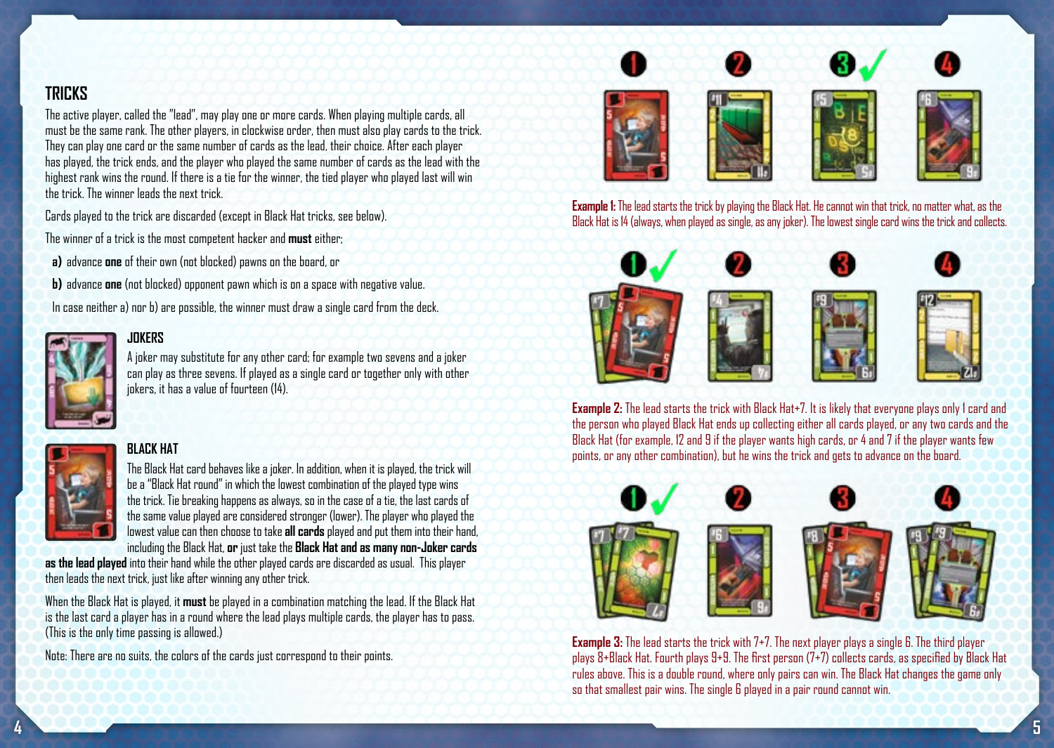## TRICKS

The active player, called the "lead", may play one or more cards. When playing multiple cards, all must be the same rank. The other players, in clockwise order, then must also play cards to the trick. They can play one card or the same number of cards as the lead, their choice. After each player has played, the trick ends, and the player who played the same number of cards as the lead with the highest rank wins the round. If there is a tie for the winner, the tied player who played last will win the trick. The winner leads the next trick.

Cards played to the trick are discarded (except in Black Hat tricks, see below).

The winner of a trick is the most competent hacker and **must** either;

**a)** advance **one** of their own (not blocked) pawns on the board, or

**b)** advance **one** (not blocked) opponent pawn which is on a space with negative value.

In case neither a) nor b) are possible, the winner must draw a single card from the deck.

### JOKERS

A joker may substitute for any other card; for example two sevens and a joker can play as three sevens. If played as a single card or together only with other jokers, it has a value of fourteen (14).

### BLACK HAT

The Black Hat card behaves like a joker. In addition, when it is played, the trick will be a "Black Hat round" in which the lowest combination of the played type wins the trick. Tie breaking happens as always, so in the case of a tie, the last cards of the same value played are considered stronger (lower). The player who played the lowest value can then choose to take **all cards** played and put them into their hand, including the Black Hat, **or** just take the **Black Hat and as many non-Joker cards as the lead played** into their hand while the other played cards are discarded as usual. This player then leads the next trick, just like after winning any other trick.

When the Black Hat is played, it **must** be played in a combination matching the lead. If the Black Hat is the last card a player has in a round where the lead plays multiple cards, the player has to pass. (This is the only time passing is allowed.)

Note: There are no suits, the colors of the cards just correspond to their points.

**Example 1:** The lead starts the trick by playing the Black Hat. He cannot win that trick, no matter what, as the Black Hat is 14 (always, when played as single, as any joker). The lowest single card wins the trick and collects.

**Example 2:** The lead starts the trick with Black Hat+7. It is likely that everyone plays only 1 card and the person who played Black Hat ends up collecting either all cards played, or any two cards and the Black Hat (for example, 12 and 9 if the player wants high cards, or 4 and 7 if the player wants few points, or any other combination), but he wins the trick and gets to advance on the board.

**Example 3:** The lead starts the trick with 7+7. The next player plays a single 6. The third player plays 8+Black Hat. Fourth plays 9+9. The first person (7+7) collects cards, as specified by Black Hat rules above. This is a double round, where only pairs can win. The Black Hat changes the game only so that smallest pair wins. The single 6 played in a pair round cannot win.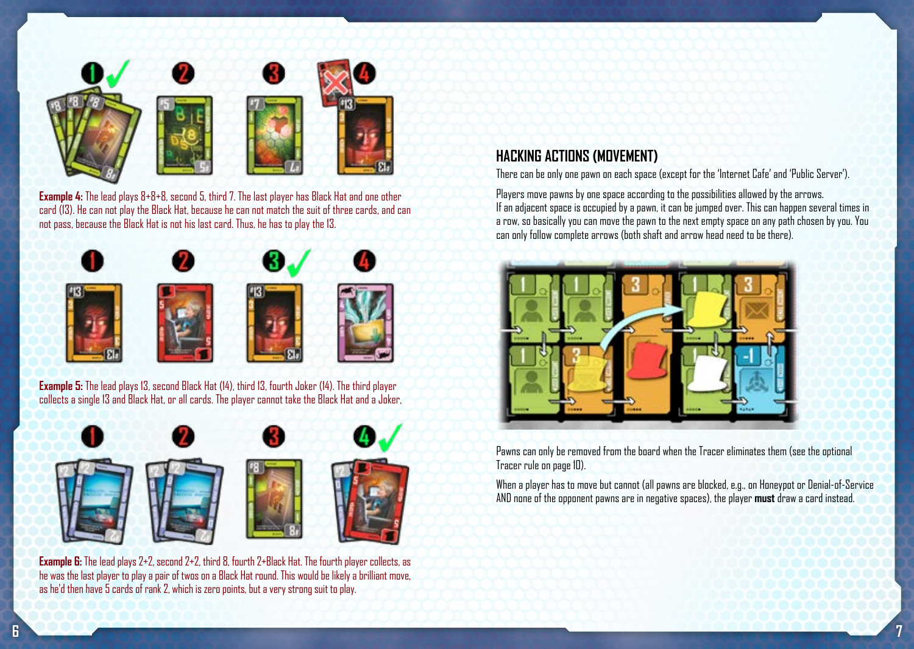**Example 4:** The lead plays 8+8+8, second 5, third 7. The last player has Black Hat and one other card (13). He can not play the Black Hat, because he can not match the suit of three cards, and can not pass, because the Black Hat is not his last card. Thus, he has to play the 13.

**Example 5:** The lead plays 13, second Black Hat (14), third 13, fourth Joker (14). The third player collects a single 13 and Black Hat, or all cards. The player cannot take the Black Hat and a Joker.

**Example 6:** The lead plays 2+2, second 2+2, third 8, fourth 2+Black Hat. The fourth player collects, as he was the last player to play a pair of twos on a Black Hat round. This would be likely a brilliant move, as he'd then have 5 cards of rank 2, which is zero points, but a very strong suit to play.

## HACKING ACTIONS (MOVEMENT)

There can be only one pawn on each space (except for the 'Internet Cafe' and 'Public Server').

Players move pawns by one space according to the possibilities allowed by the arrows.
If an adjacent space is occupied by a pawn, it can be jumped over. This can happen several times in a row, so basically you can move the pawn to the next empty space on any path chosen by you. You can only follow complete arrows (both shaft and arrow head need to be there).

Pawns can only be removed from the board when the Tracer eliminates them (see the optional Tracer rule on page 10).

When a player has to move but cannot (all pawns are blocked, e.g., on Honeypot or Denial-of-Service AND none of the opponent pawns are in negative spaces), the player **must** draw a card instead.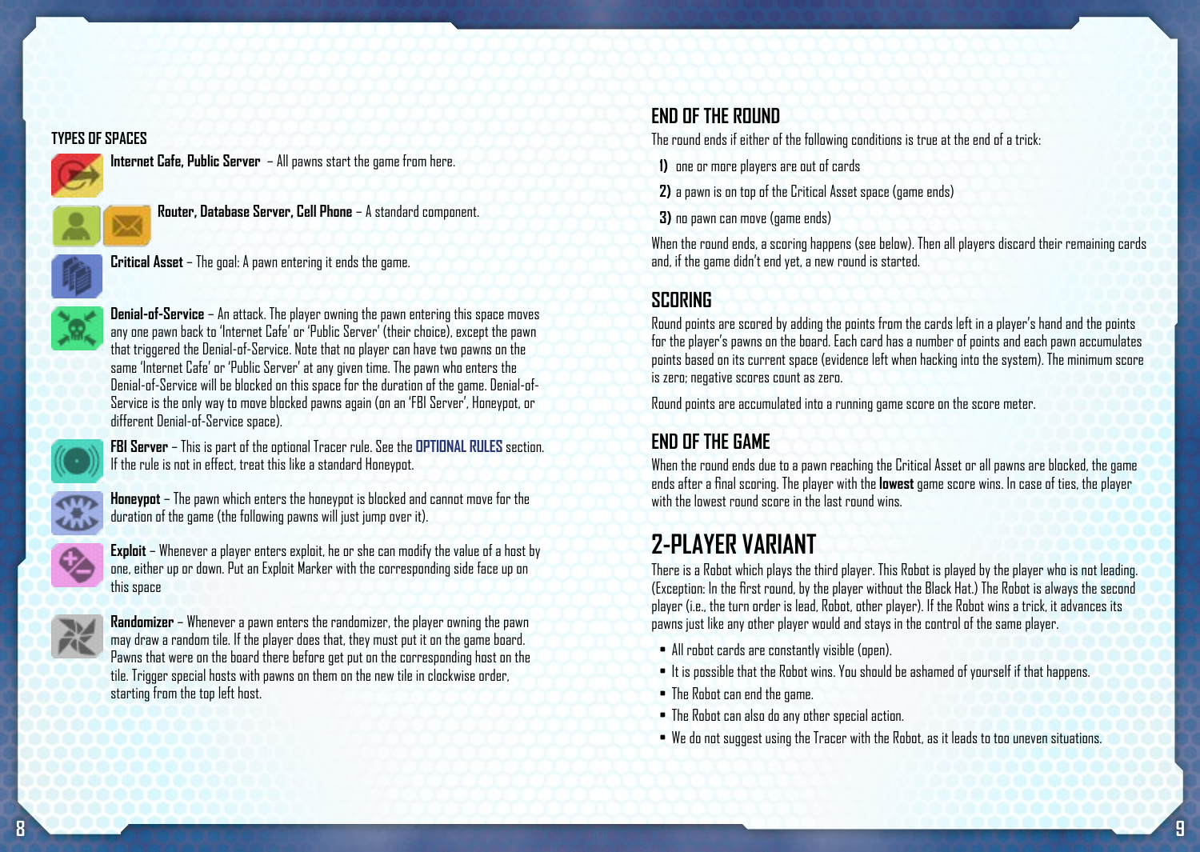### TYPES OF SPACES

**Internet Cafe, Public Server** – All pawns start the game from here.

**Router, Database Server, Cell Phone** – A standard component.

**Critical Asset** – The goal: A pawn entering it ends the game.

**Denial-of-Service** – An attack. The player owning the pawn entering this space moves any one pawn back to 'Internet Cafe' or 'Public Server' (their choice), except the pawn that triggered the Denial-of-Service. Note that no player can have two pawns on the same 'Internet Cafe' or 'Public Server' at any given time. The pawn who enters the Denial-of-Service will be blocked on this space for the duration of the game. Denial-of-Service is the only way to move blocked pawns again (on an 'FBI Server', Honeypot, or different Denial-of-Service space).

**FBI Server** – This is part of the optional Tracer rule. See the **OPTIONAL RULES** section. If the rule is not in effect, treat this like a standard Honeypot.

**Honeypot** – The pawn which enters the honeypot is blocked and cannot move for the duration of the game (the following pawns will just jump over it).

**Exploit** – Whenever a player enters exploit, he or she can modify the value of a host by one, either up or down. Put an Exploit Marker with the corresponding side face up on this space

**Randomizer** – Whenever a pawn enters the randomizer, the player owning the pawn may draw a random tile. If the player does that, they must put it on the game board. Pawns that were on the board there before get put on the corresponding host on the tile. Trigger special hosts with pawns on them on the new tile in clockwise order, starting from the top left host.

## END OF THE ROUND

The round ends if either of the following conditions is true at the end of a trick:

**1)** one or more players are out of cards

**2)** a pawn is on top of the Critical Asset space (game ends)

**3)** no pawn can move (game ends)

When the round ends, a scoring happens (see below). Then all players discard their remaining cards and, if the game didn't end yet, a new round is started.

## SCORING

Round points are scored by adding the points from the cards left in a player's hand and the points for the player's pawns on the board. Each card has a number of points and each pawn accumulates points based on its current space (evidence left when hacking into the system). The minimum score is zero; negative scores count as zero.

Round points are accumulated into a running game score on the score meter.

## END OF THE GAME

When the round ends due to a pawn reaching the Critical Asset or all pawns are blocked, the game ends after a final scoring. The player with the **lowest** game score wins. In case of ties, the player with the lowest round score in the last round wins.

# 2-PLAYER VARIANT

There is a Robot which plays the third player. This Robot is played by the player who is not leading. (Exception: In the first round, by the player without the Black Hat.) The Robot is always the second player (i.e., the turn order is lead, Robot, other player). If the Robot wins a trick, it advances its pawns just like any other player would and stays in the control of the same player.

- All robot cards are constantly visible (open).
- It is possible that the Robot wins. You should be ashamed of yourself if that happens.
- The Robot can end the game.
- The Robot can also do any other special action.
- We do not suggest using the Tracer with the Robot, as it leads to too uneven situations.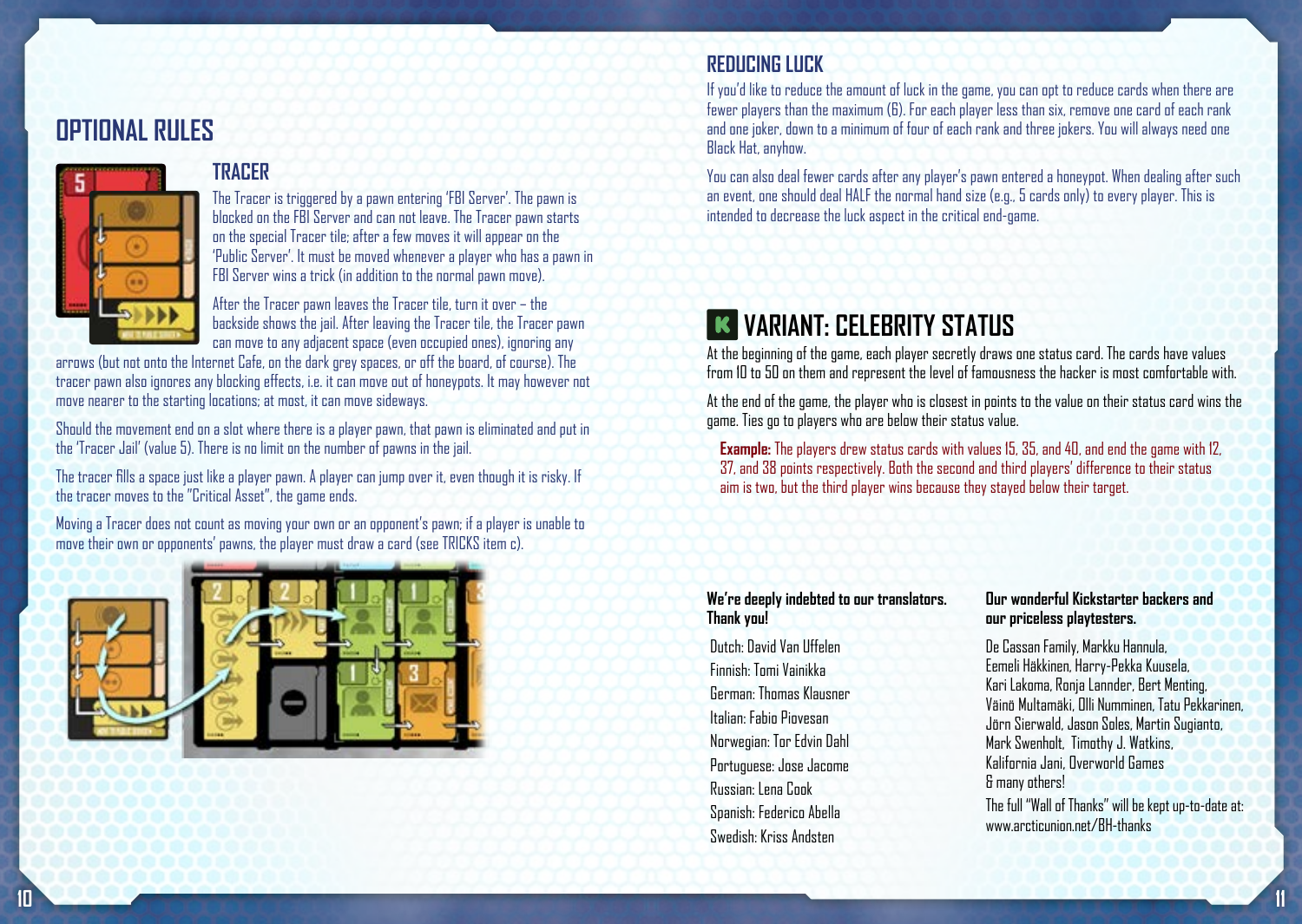# OPTIONAL RULES

## TRACER

The Tracer is triggered by a pawn entering 'FBI Server'. The pawn is blocked on the FBI Server and can not leave. The Tracer pawn starts on the special Tracer tile; after a few moves it will appear on the 'Public Server'. It must be moved whenever a player who has a pawn in FBI Server wins a trick (in addition to the normal pawn move).

After the Tracer pawn leaves the Tracer tile, turn it over – the backside shows the jail. After leaving the Tracer tile, the Tracer pawn can move to any adjacent space (even occupied ones), ignoring any arrows (but not onto the Internet Cafe, on the dark grey spaces, or off the board, of course). The tracer pawn also ignores any blocking effects, i.e. it can move out of honeypots. It may however not move nearer to the starting locations; at most, it can move sideways.

Should the movement end on a slot where there is a player pawn, that pawn is eliminated and put in the 'Tracer Jail' (value 5). There is no limit on the number of pawns in the jail.

The tracer fills a space just like a player pawn. A player can jump over it, even though it is risky. If the tracer moves to the "Critical Asset", the game ends.

Moving a Tracer does not count as moving your own or an opponent's pawn; if a player is unable to move their own or opponents' pawns, the player must draw a card (see TRICKS item c).

## REDUCING LUCK

If you'd like to reduce the amount of luck in the game, you can opt to reduce cards when there are fewer players than the maximum (6). For each player less than six, remove one card of each rank and one joker, down to a minimum of four of each rank and three jokers. You will always need one Black Hat, anyhow.

You can also deal fewer cards after any player's pawn entered a honeypot. When dealing after such an event, one should deal HALF the normal hand size (e.g., 5 cards only) to every player. This is intended to decrease the luck aspect in the critical end-game.

## VARIANT: CELEBRITY STATUS

At the beginning of the game, each player secretly draws one status card. The cards have values from 10 to 50 on them and represent the level of famousness the hacker is most comfortable with.

At the end of the game, the player who is closest in points to the value on their status card wins the game. Ties go to players who are below their status value.

**Example:** The players drew status cards with values 15, 35, and 40, and end the game with 12, 37, and 38 points respectively. Both the second and third players' difference to their status aim is two, but the third player wins because they stayed below their target.

**We're deeply indebted to our translators. Thank you!**

Dutch: David Van Uffelen
Finnish: Tomi Vainikka
German: Thomas Klausner
Italian: Fabio Piovesan
Norwegian: Tor Edvin Dahl
Portuguese: Jose Jacome
Russian: Lena Cook
Spanish: Federico Abella
Swedish: Kriss Andsten

**Our wonderful Kickstarter backers and our priceless playtesters.**

De Cassan Family, Markku Hannula, Eemeli Häkkinen, Harry-Pekka Kuusela, Kari Lakoma, Ronja Lannder, Bert Menting, Väinö Multamäki, Olli Numminen, Tatu Pekkarinen, Jörn Sierwald, Jason Soles, Martin Sugianto, Mark Swenholt, Timothy J. Watkins, Kalifornia Jani, Overworld Games & many others!

The full "Wall of Thanks" will be kept up-to-date at: www.arcticunion.net/BH-thanks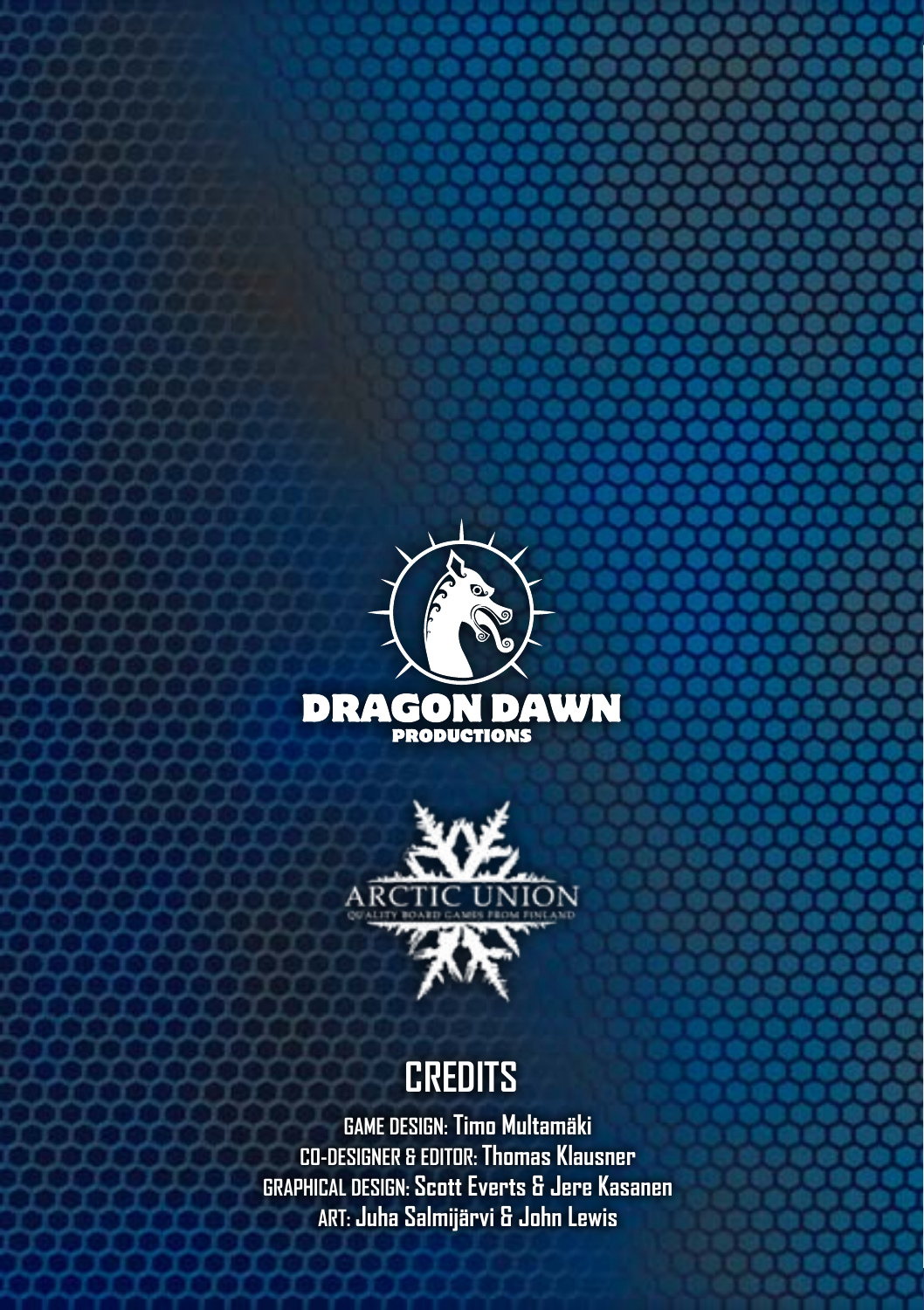DRAGON DAWN
PRODUCTIONS

ARCTIC UNION
QUALITY BOARD GAMES FROM FINLAND

## CREDITS

**GAME DESIGN:** Timo Multamäki
**CO-DESIGNER & EDITOR:** Thomas Klausner
**GRAPHICAL DESIGN:** Scott Everts & Jere Kasanen
**ART:** Juha Salmijärvi & John Lewis